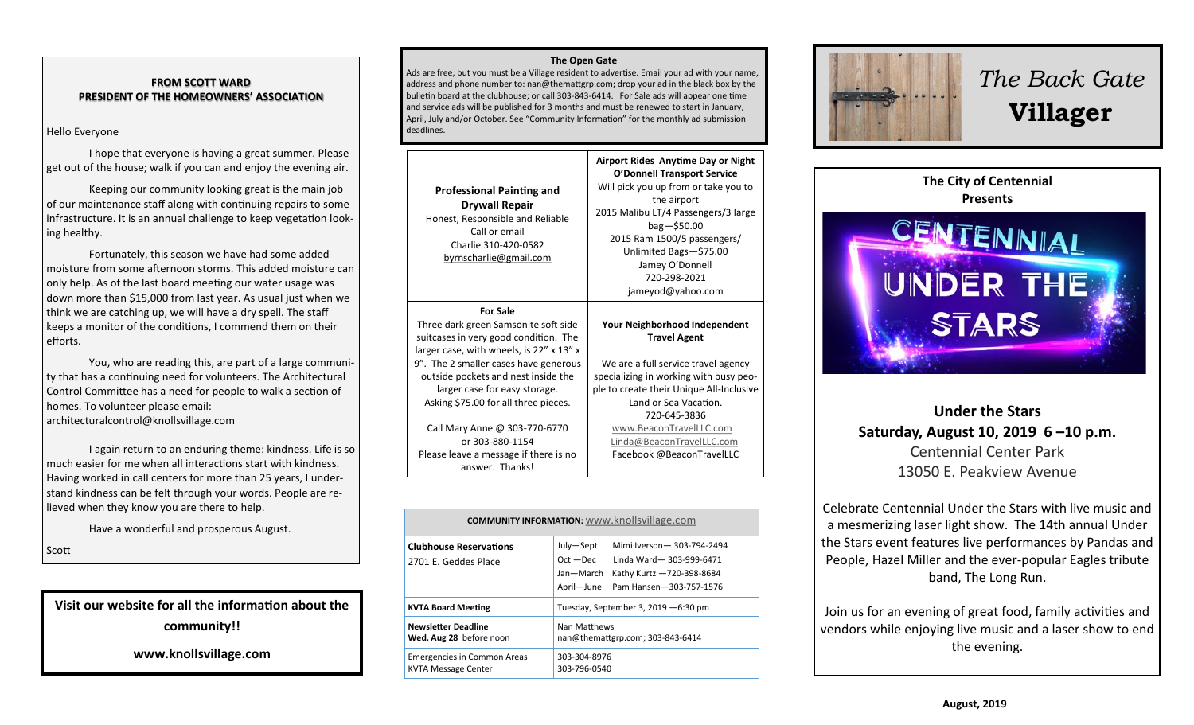# The Back Gate Villager

## FROM SCOTT WARD
## PRESIDENT OF THE HOMEOWNERS' ASSOCIATION

Hello Everyone

I hope that everyone is having a great summer. Please get out of the house; walk if you can and enjoy the evening air.

Keeping our community looking great is the main job of our maintenance staff along with continuing repairs to some infrastructure. It is an annual challenge to keep vegetation looking healthy.

Fortunately, this season we have had some added moisture from some afternoon storms. This added moisture can only help. As of the last board meeting our water usage was down more than $15,000 from last year. As usual just when we think we are catching up, we will have a dry spell. The staff keeps a monitor of the conditions, I commend them on their efforts.

You, who are reading this, are part of a large community that has a continuing need for volunteers. The Architectural Control Committee has a need for people to walk a section of homes. To volunteer please email: architecturalcontrol@knollsvillage.com

I again return to an enduring theme: kindness. Life is so much easier for me when all interactions start with kindness. Having worked in call centers for more than 25 years, I understand kindness can be felt through your words. People are relieved when they know you are there to help.

Have a wonderful and prosperous August.

Scott

**Visit our website for all the information about the community!!**

**www.knollsvillage.com**

## The Open Gate

Ads are free, but you must be a Village resident to advertise. Email your ad with your name, address and phone number to: nan@themattgrp.com; drop your ad in the black box by the bulletin board at the clubhouse; or call 303-843-6414. For Sale ads will appear one time and service ads will be published for 3 months and must be renewed to start in January, April, July and/or October. See "Community Information" for the monthly ad submission deadlines.

**Professional Painting and Drywall Repair**
Honest, Responsible and Reliable
Call or email
Charlie 310-420-0582
byrnscharlie@gmail.com

**Airport Rides Anytime Day or Night**
**O'Donnell Transport Service**
Will pick you up from or take you to the airport
2015 Malibu LT/4 Passengers/3 large bag—$50.00
2015 Ram 1500/5 passengers/ Unlimited Bags—$75.00
Jamey O'Donnell
720-298-2021
jameyod@yahoo.com

**For Sale**
Three dark green Samsonite soft side suitcases in very good condition. The larger case, with wheels, is 22" x 13" x 9". The 2 smaller cases have generous outside pockets and nest inside the larger case for easy storage. Asking $75.00 for all three pieces.

Call Mary Anne @ 303-770-6770 or 303-880-1154
Please leave a message if there is no answer. Thanks!

**Your Neighborhood Independent Travel Agent**

We are a full service travel agency specializing in working with busy people to create their Unique All-Inclusive Land or Sea Vacation.
720-645-3836
www.BeaconTravelLLC.com
Linda@BeaconTravelLLC.com
Facebook @BeaconTravelLLC

| COMMUNITY INFORMATION: www.knollsvillage.com | |
|---|---|
| **Clubhouse Reservations** 2701 E. Geddes Place | July—Sept Mimi Iverson— 303-794-2494<br>Oct —Dec Linda Ward— 303-999-6471<br>Jan—March Kathy Kurtz —720-398-8684<br>April—June Pam Hansen—303-757-1576 |
| **KVTA Board Meeting** | Tuesday, September 3, 2019 —6:30 pm |
| **Newsletter Deadline** **Wed, Aug 28** before noon | Nan Matthews nan@themattgrp.com; 303-843-6414 |
| Emergencies in Common Areas<br>KVTA Message Center | 303-304-8976<br>303-796-0540 |

## The City of Centennial Presents

**Under the Stars**
**Saturday, August 10, 2019 6 –10 p.m.**
Centennial Center Park
13050 E. Peakview Avenue

Celebrate Centennial Under the Stars with live music and a mesmerizing laser light show. The 14th annual Under the Stars event features live performances by Pandas and People, Hazel Miller and the ever-popular Eagles tribute band, The Long Run.

Join us for an evening of great food, family activities and vendors while enjoying live music and a laser show to end the evening.

August, 2019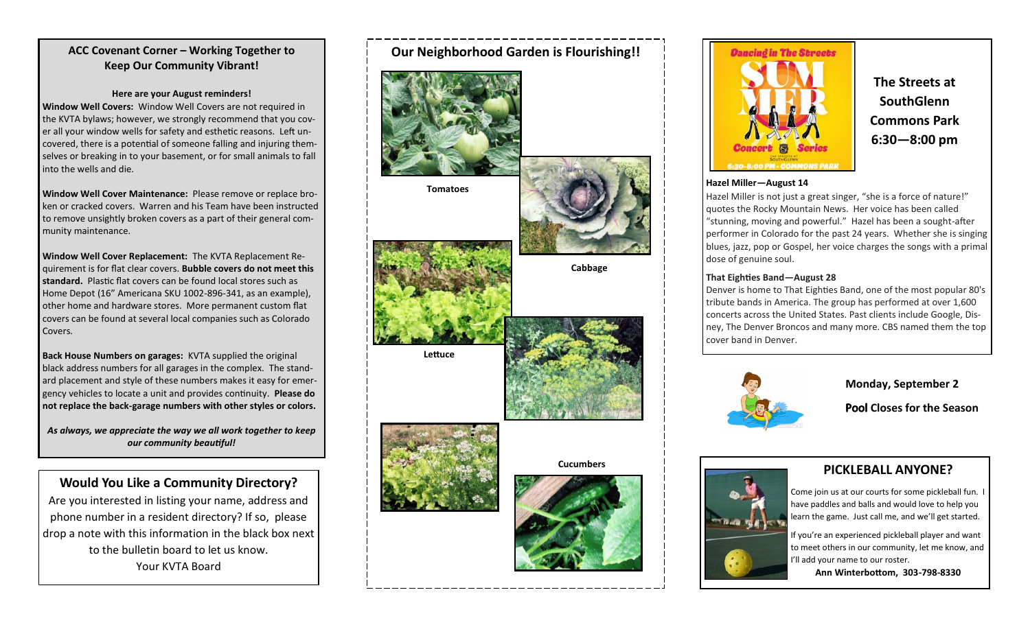## ACC Covenant Corner – Working Together to Keep Our Community Vibrant!

**Here are your August reminders!**

**Window Well Covers:** Window Well Covers are not required in the KVTA bylaws; however, we strongly recommend that you cover all your window wells for safety and esthetic reasons. Left uncovered, there is a potential of someone falling and injuring themselves or breaking in to your basement, or for small animals to fall into the wells and die.

**Window Well Cover Maintenance:** Please remove or replace broken or cracked covers. Warren and his Team have been instructed to remove unsightly broken covers as a part of their general community maintenance.

**Window Well Cover Replacement:** The KVTA Replacement Requirement is for flat clear covers. **Bubble covers do not meet this standard.** Plastic flat covers can be found local stores such as Home Depot (16" Americana SKU 1002-896-341, as an example), other home and hardware stores. More permanent custom flat covers can be found at several local companies such as Colorado Covers.

**Back House Numbers on garages:** KVTA supplied the original black address numbers for all garages in the complex. The standard placement and style of these numbers makes it easy for emergency vehicles to locate a unit and provides continuity. **Please do not replace the back-garage numbers with other styles or colors.**

***As always, we appreciate the way we all work together to keep our community beautiful!***

## Would You Like a Community Directory?

Are you interested in listing your name, address and phone number in a resident directory? If so, please drop a note with this information in the black box next to the bulletin board to let us know.

Your KVTA Board

## Our Neighborhood Garden is Flourishing!!

Tomatoes

Cabbage

Lettuce

Cucumbers

## The Streets at SouthGlenn Commons Park 6:30—8:00 pm

Dancing in The Streets SUMMER Concert Series

**Hazel Miller—August 14**

Hazel Miller is not just a great singer, "she is a force of nature!" quotes the Rocky Mountain News. Her voice has been called "stunning, moving and powerful." Hazel has been a sought-after performer in Colorado for the past 24 years. Whether she is singing blues, jazz, pop or Gospel, her voice charges the songs with a primal dose of genuine soul.

**That Eighties Band—August 28**

Denver is home to That Eighties Band, one of the most popular 80's tribute bands in America. The group has performed at over 1,600 concerts across the United States. Past clients include Google, Disney, The Denver Broncos and many more. CBS named them the top cover band in Denver.

**Monday, September 2**

**Pool Closes for the Season**

## PICKLEBALL ANYONE?

Come join us at our courts for some pickleball fun. I have paddles and balls and would love to help you learn the game. Just call me, and we'll get started.

If you're an experienced pickleball player and want to meet others in our community, let me know, and I'll add your name to our roster.

**Ann Winterbottom, 303-798-8330**